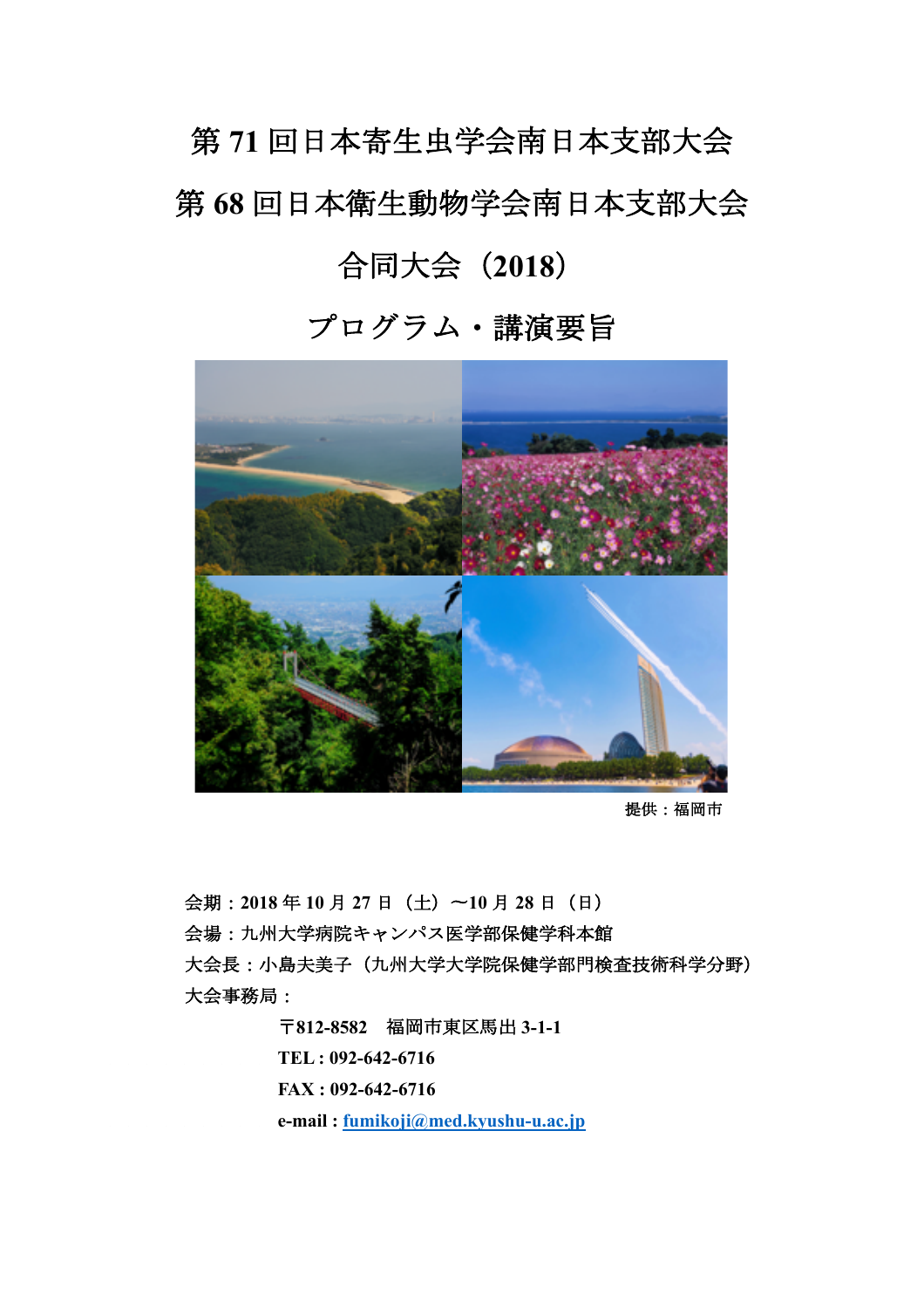# 第 71 回日本寄生虫学会南日本支部大会

# 第 68 回日本衛生動物学会南日本支部大会

# 合同大会（2018）

# プログラム・講演要旨

提供：福岡市

会期：**2018** 年 **10** 月 **27** 日（土）〜**10** 月 **28** 日（日）

会場：九州大学病院キャンパス医学部保健学科本館

大会長：小島夫美子（九州大学大学院保健学部門検査技術科学分野）

大会事務局：

〒**812-8582**　福岡市東区馬出 **3-1-1**

**TEL : 092-642-6716**

**FAX : 092-642-6716**

**e-mail : fumikoji@med.kyushu-u.ac.jp**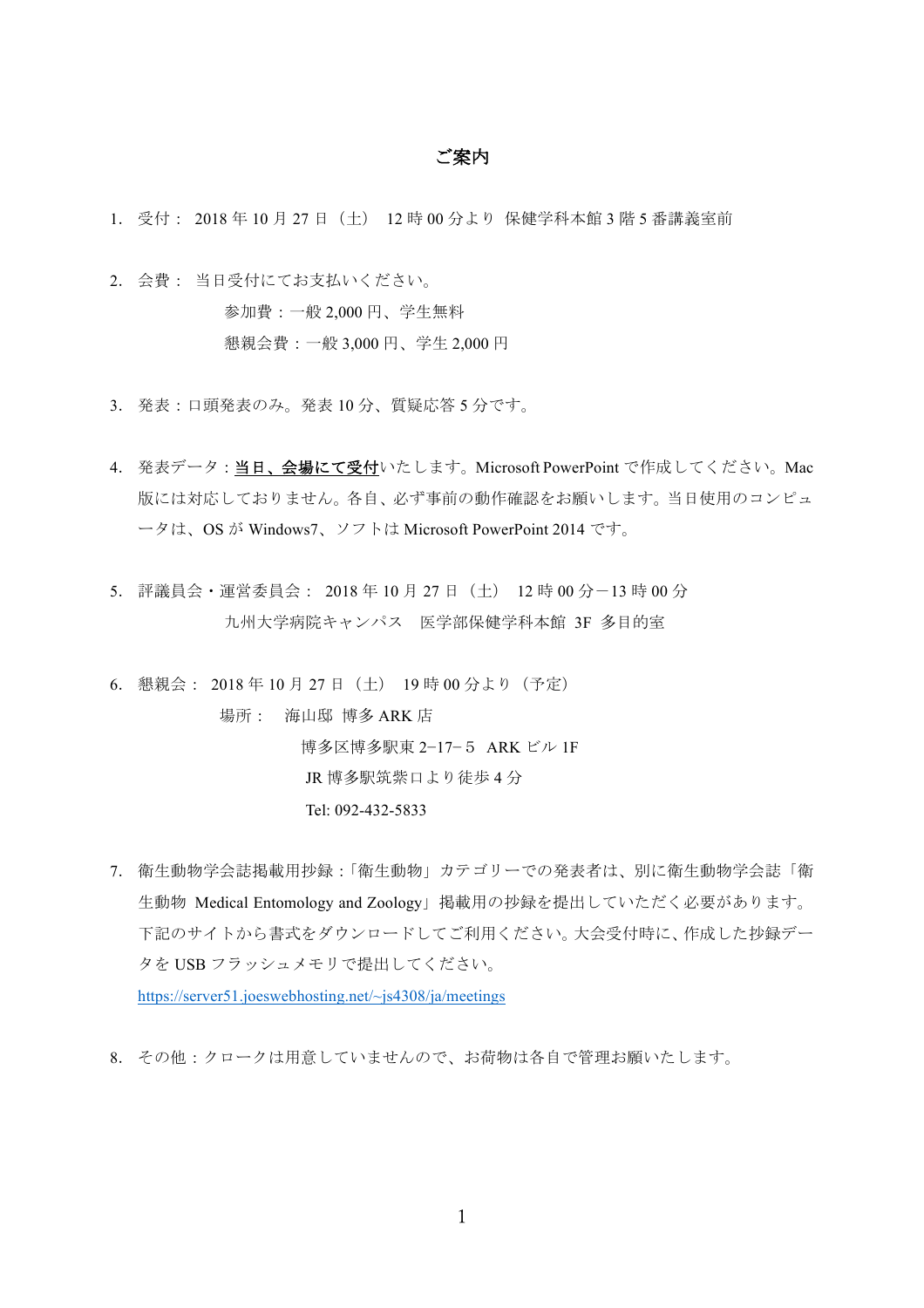# ご案内

1. 受付： 2018 年 10 月 27 日（土） 12 時 00 分より 保健学科本館 3 階 5 番講義室前

2. 会費： 当日受付にてお支払いください。

   参加費：一般 2,000 円、学生無料

   懇親会費：一般 3,000 円、学生 2,000 円

3. 発表：口頭発表のみ。発表 10 分、質疑応答 5 分です。

4. 発表データ：**当日、会場にて受付**いたします。Microsoft PowerPoint で作成してください。Mac 版には対応しておりません。各自、必ず事前の動作確認をお願いします。当日使用のコンピュータは、OS が Windows7、ソフトは Microsoft PowerPoint 2014 です。

5. 評議員会・運営委員会： 2018 年 10 月 27 日（土） 12 時 00 分－13 時 00 分

   九州大学病院キャンパス　医学部保健学科本館 3F 多目的室

6. 懇親会： 2018 年 10 月 27 日（土） 19 時 00 分より（予定）

   場所： 海山邸 博多 ARK 店

   博多区博多駅東 2−17−５ ARK ビル 1F

   JR 博多駅筑紫口より徒歩 4 分

   Tel: 092-432-5833

7. 衛生動物学会誌掲載用抄録：「衛生動物」カテゴリーでの発表者は、別に衛生動物学会誌「衛生動物 Medical Entomology and Zoology」掲載用の抄録を提出していただく必要があります。下記のサイトから書式をダウンロードしてご利用ください。大会受付時に、作成した抄録データを USB フラッシュメモリで提出してください。

   https://server51.joeswebhosting.net/~js4308/ja/meetings

8. その他：クロークは用意していませんので、お荷物は各自で管理お願いたします。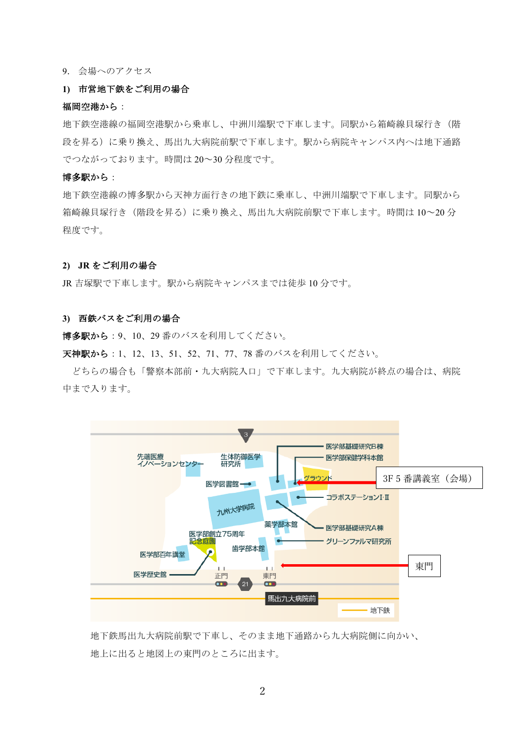9.　会場へのアクセス

**1)　市営地下鉄をご利用の場合**

**福岡空港から**：

地下鉄空港線の福岡空港駅から乗車し、中洲川端駅で下車します。同駅から箱崎線貝塚行き（階段を昇る）に乗り換え、馬出九大病院前駅で下車します。駅から病院キャンパス内へは地下通路でつながっております。時間は 20～30 分程度です。

**博多駅から**：

地下鉄空港線の博多駅から天神方面行きの地下鉄に乗車し、中洲川端駅で下車します。同駅から箱崎線貝塚行き（階段を昇る）に乗り換え、馬出九大病院前駅で下車します。時間は 10～20 分程度です。

**2)　JR をご利用の場合**

JR 吉塚駅で下車します。駅から病院キャンパスまでは徒歩 10 分です。

**3)　西鉄バスをご利用の場合**

**博多駅から**：9、10、29 番のバスを利用してください。

**天神駅から**：1、12、13、51、52、71、77、78 番のバスを利用してください。

　どちらの場合も「警察本部前・九大病院入口」で下車します。九大病院が終点の場合は、病院中まで入ります。

3F 5 番講義室（会場）

東門

地下鉄馬出九大病院前駅で下車し、そのまま地下通路から九大病院側に向かい、地上に出ると地図上の東門のところに出ます。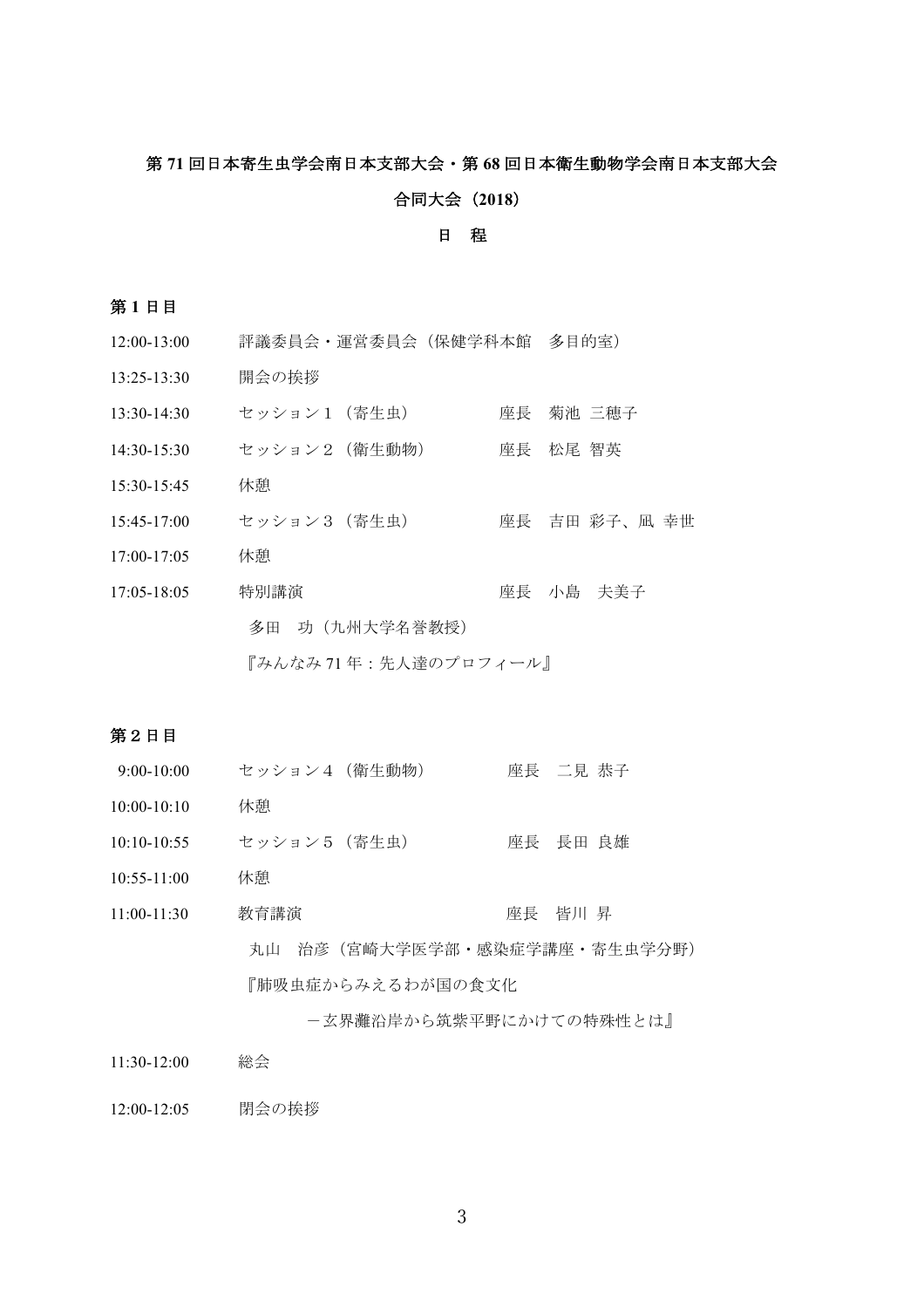**第 71 回日本寄生虫学会南日本支部大会・第 68 回日本衛生動物学会南日本支部大会**

**合同大会（2018）**

**日　程**

**第 1 日目**

12:00-13:00　評議委員会・運営委員会（保健学科本館　多目的室）

13:25-13:30　開会の挨拶

13:30-14:30　セッション１（寄生虫）　座長　菊池 三穂子

14:30-15:30　セッション２（衛生動物）　座長　松尾 智英

15:30-15:45　休憩

15:45-17:00　セッション３（寄生虫）　座長　吉田 彩子、凪 幸世

17:00-17:05　休憩

17:05-18:05　特別講演　座長　小島　夫美子

多田　功（九州大学名誉教授）

『みんなみ 71 年：先人達のプロフィール』

**第 2 日目**

9:00-10:00　セッション４（衛生動物）　座長　二見 恭子

10:00-10:10　休憩

10:10-10:55　セッション５（寄生虫）　座長　長田 良雄

10:55-11:00　休憩

11:00-11:30　教育講演　座長　皆川 昇

丸山　治彦（宮崎大学医学部・感染症学講座・寄生虫学分野）

『肺吸虫症からみえるわが国の食文化

－玄界灘沿岸から筑紫平野にかけての特殊性とは』

11:30-12:00　総会

12:00-12:05　閉会の挨拶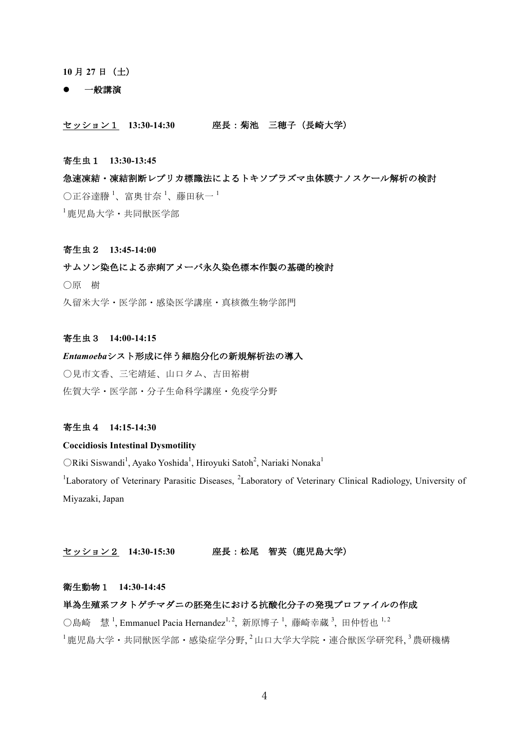**10 月 27 日（土）**

- **一般講演**

<u>セッション１</u> **13:30-14:30**　　　**座長：菊池　三穂子（長崎大学）**

**寄生虫１　13:30-13:45**

**急速凍結・凍結割断レプリカ標識法によるトキソプラズマ虫体膜ナノスケール解析の検討**

○正谷達謄[1]、富奥甘奈[1]、藤田秋一[1]

[1]鹿児島大学・共同獣医学部

**寄生虫２　13:45-14:00**

**サムソン染色による赤痢アメーバ永久染色標本作製の基礎的検討**

○原　樹

久留米大学・医学部・感染医学講座・真核微生物学部門

**寄生虫３　14:00-14:15**

***Entamoeba*シスト形成に伴う細胞分化の新規解析法の導入**

○見市文香、三宅靖延、山口タム、吉田裕樹

佐賀大学・医学部・分子生命科学講座・免疫学分野

**寄生虫４　14:15-14:30**

**Coccidiosis Intestinal Dysmotility**

○Riki Siswandi[1], Ayako Yoshida[1], Hiroyuki Satoh[2], Nariaki Nonaka[1]

[1]Laboratory of Veterinary Parasitic Diseases, [2]Laboratory of Veterinary Clinical Radiology, University of Miyazaki, Japan

<u>セッション２</u> **14:30-15:30**　　　**座長：松尾　智英（鹿児島大学）**

**衛生動物１　14:30-14:45**

**単為生殖系フタトゲチマダニの胚発生における抗酸化分子の発現プロファイルの作成**

○島崎　慧[1], Emmanuel Pacia Hernandez[1, 2], 新原博子[1], 藤崎幸蔵[3], 田仲哲也[1, 2]

[1]鹿児島大学・共同獣医学部・感染症学分野, [2]山口大学大学院・連合獣医学研究科, [3]農研機構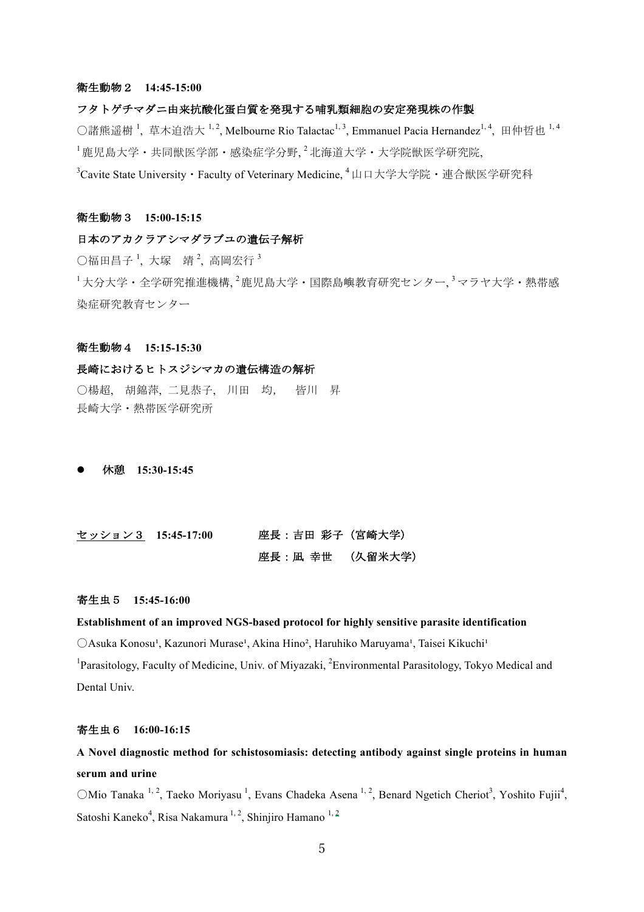**衛生動物２　14:45-15:00**

**フタトゲチマダニ由来抗酸化蛋白質を発現する哺乳類細胞の安定発現株の作製**

○諸熊遥樹[1], 草木迫浩大[1,2], Melbourne Rio Talactac[1,3], Emmanuel Pacia Hernandez[1,4], 田仲哲也[1,4]

[1]鹿児島大学・共同獣医学部・感染症学分野, [2]北海道大学・大学院獣医学研究院,

[3]Cavite State University・Faculty of Veterinary Medicine, [4]山口大学大学院・連合獣医学研究科

**衛生動物３　15:00-15:15**

**日本のアカクラアシマダラブユの遺伝子解析**

○福田昌子[1], 大塚　靖[2], 高岡宏行[3]

[1]大分大学・全学研究推進機構, [2]鹿児島大学・国際島嶼教育研究センター, [3]マラヤ大学・熱帯感染症研究教育センター

**衛生動物４　15:15-15:30**

**長崎におけるヒトスジシマカの遺伝構造の解析**

○楊超,　胡錦萍, 二見恭子,　川田　均,　　皆川　昇

長崎大学・熱帯医学研究所

- **休憩　15:30-15:45**

**<u>セッション３</u>　15:45-17:00　　　座長：吉田 彩子（宮崎大学）**

**座長：凪 幸世　（久留米大学）**

**寄生虫５　15:45-16:00**

**Establishment of an improved NGS-based protocol for highly sensitive parasite identification**

○Asuka Konosu[1], Kazunori Murase[1], Akina Hino[2], Haruhiko Maruyama[1], Taisei Kikuchi[1]

[1]Parasitology, Faculty of Medicine, Univ. of Miyazaki, [2]Environmental Parasitology, Tokyo Medical and Dental Univ.

**寄生虫６　16:00-16:15**

**A Novel diagnostic method for schistosomiasis: detecting antibody against single proteins in human serum and urine**

○Mio Tanaka[1,2], Taeko Moriyasu[1], Evans Chadeka Asena[1,2], Benard Ngetich Cheriot[3], Yoshito Fujii[4], Satoshi Kaneko[4], Risa Nakamura[1,2], Shinjiro Hamano[1,2]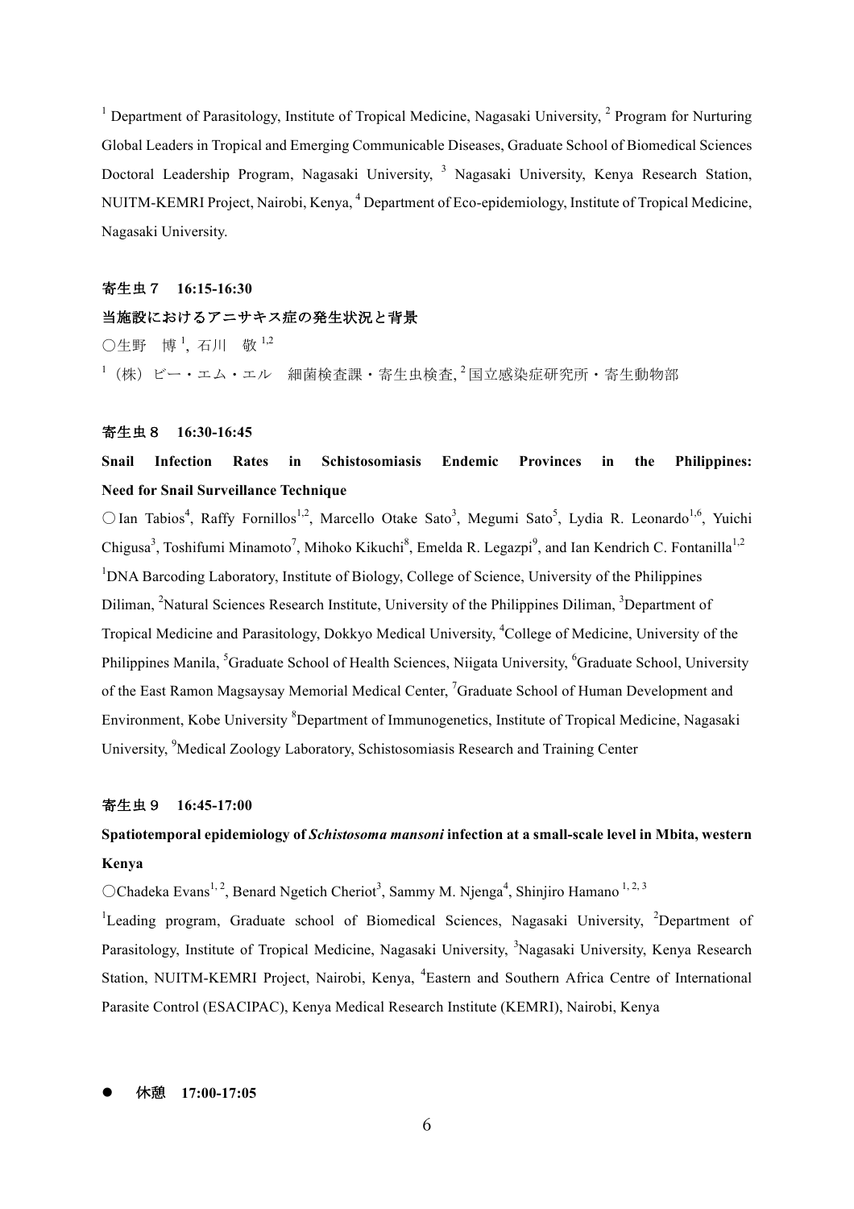[1] Department of Parasitology, Institute of Tropical Medicine, Nagasaki University, [2] Program for Nurturing Global Leaders in Tropical and Emerging Communicable Diseases, Graduate School of Biomedical Sciences Doctoral Leadership Program, Nagasaki University, [3] Nagasaki University, Kenya Research Station, NUITM-KEMRI Project, Nairobi, Kenya, [4] Department of Eco-epidemiology, Institute of Tropical Medicine, Nagasaki University.

**寄生虫７　16:15-16:30**

**当施設におけるアニサキス症の発生状況と背景**

○生野　博[1], 石川　敬[1,2]

[1]（株）ビー・エム・エル　細菌検査課・寄生虫検査, [2]国立感染症研究所・寄生動物部

**寄生虫８　16:30-16:45**

**Snail Infection Rates in Schistosomiasis Endemic Provinces in the Philippines: Need for Snail Surveillance Technique**

○Ian Tabios[4], Raffy Fornillos[1,2], Marcello Otake Sato[3], Megumi Sato[5], Lydia R. Leonardo[1,6], Yuichi Chigusa[3], Toshifumi Minamoto[7], Mihoko Kikuchi[8], Emelda R. Legazpi[9], and Ian Kendrich C. Fontanilla[1,2]

[1]DNA Barcoding Laboratory, Institute of Biology, College of Science, University of the Philippines Diliman, [2]Natural Sciences Research Institute, University of the Philippines Diliman, [3]Department of Tropical Medicine and Parasitology, Dokkyo Medical University, [4]College of Medicine, University of the Philippines Manila, [5]Graduate School of Health Sciences, Niigata University, [6]Graduate School, University of the East Ramon Magsaysay Memorial Medical Center, [7]Graduate School of Human Development and Environment, Kobe University [8]Department of Immunogenetics, Institute of Tropical Medicine, Nagasaki University, [9]Medical Zoology Laboratory, Schistosomiasis Research and Training Center

**寄生虫９　16:45-17:00**

**Spatiotemporal epidemiology of *Schistosoma mansoni* infection at a small-scale level in Mbita, western Kenya**

○Chadeka Evans[1,2], Benard Ngetich Cheriot[3], Sammy M. Njenga[4], Shinjiro Hamano[1,2,3]

[1]Leading program, Graduate school of Biomedical Sciences, Nagasaki University, [2]Department of Parasitology, Institute of Tropical Medicine, Nagasaki University, [3]Nagasaki University, Kenya Research Station, NUITM-KEMRI Project, Nairobi, Kenya, [4]Eastern and Southern Africa Centre of International Parasite Control (ESACIPAC), Kenya Medical Research Institute (KEMRI), Nairobi, Kenya

- **休憩　17:00-17:05**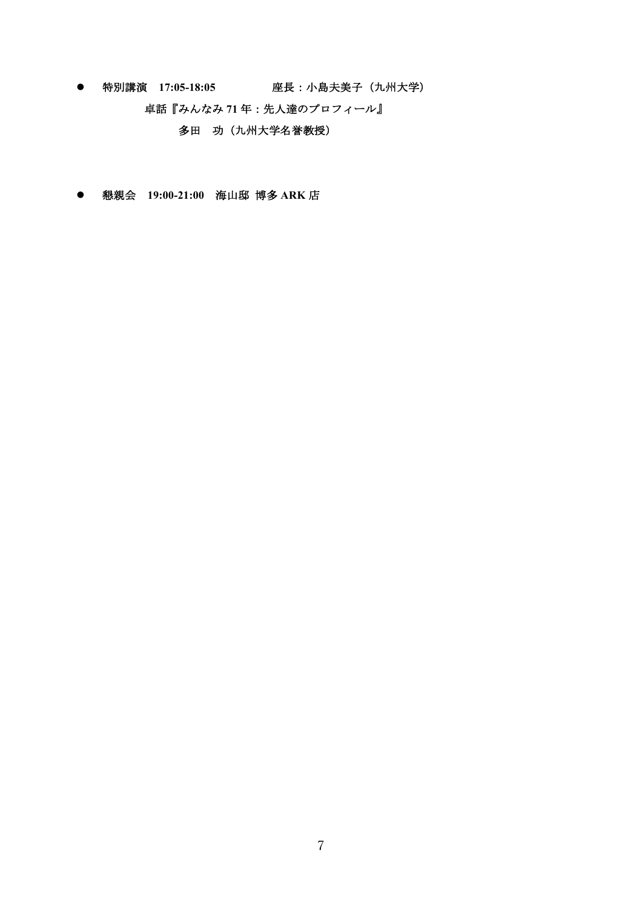- **特別講演　17:05-18:05**　　　　　**座長：小島夫美子（九州大学）**

  **卓話『みんなみ 71 年：先人達のプロフィール』**

  **多田　功（九州大学名誉教授）**

- **懇親会　19:00-21:00　海山邸 博多 ARK 店**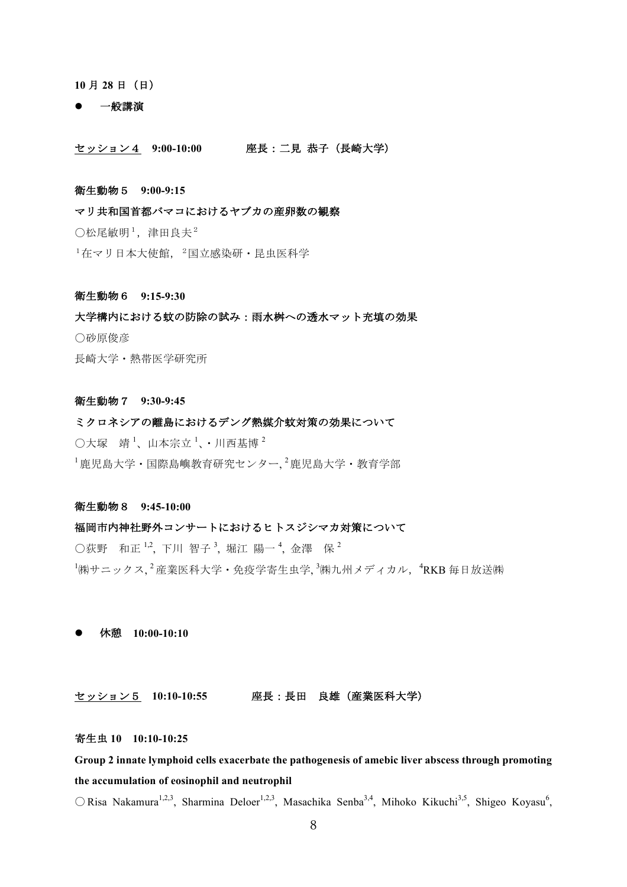**10 月 28 日（日）**

- **一般講演**

**セッション４　9:00-10:00　　　　座長：二見 恭子（長崎大学）**

**衛生動物５　9:00-9:15**

**マリ共和国首都バマコにおけるヤブカの産卵数の観察**

○松尾敏明[1]，津田良夫[2]

[1]在マリ日本大使館，[2]国立感染研・昆虫医科学

**衛生動物６　9:15-9:30**

**大学構内における蚊の防除の試み：雨水桝への透水マット充填の効果**

○砂原俊彦

長崎大学・熱帯医学研究所

**衛生動物７　9:30-9:45**

**ミクロネシアの離島におけるデング熱媒介蚊対策の効果について**

○大塚　靖[1]、山本宗立[1]、・川西基博[2]

[1]鹿児島大学・国際島嶼教育研究センター, [2]鹿児島大学・教育学部

**衛生動物８　9:45-10:00**

**福岡市内神社野外コンサートにおけるヒトスジシマカ対策について**

○荻野　和正[1,2], 下川 智子[3], 堀江 陽一[4], 金澤　保[2]

[1]㈱サニックス, [2]産業医科大学・免疫学寄生虫学, [3]㈱九州メディカル，[4]RKB 毎日放送㈱

- **休憩　10:00-10:10**

**セッション５　10:10-10:55　　　　座長：長田　良雄（産業医科大学）**

**寄生虫 10　10:10-10:25**

**Group 2 innate lymphoid cells exacerbate the pathogenesis of amebic liver abscess through promoting the accumulation of eosinophil and neutrophil**

○Risa Nakamura[1,2,3], Sharmina Deloer[1,2,3], Masachika Senba[3,4], Mihoko Kikuchi[3,5], Shigeo Koyasu[6],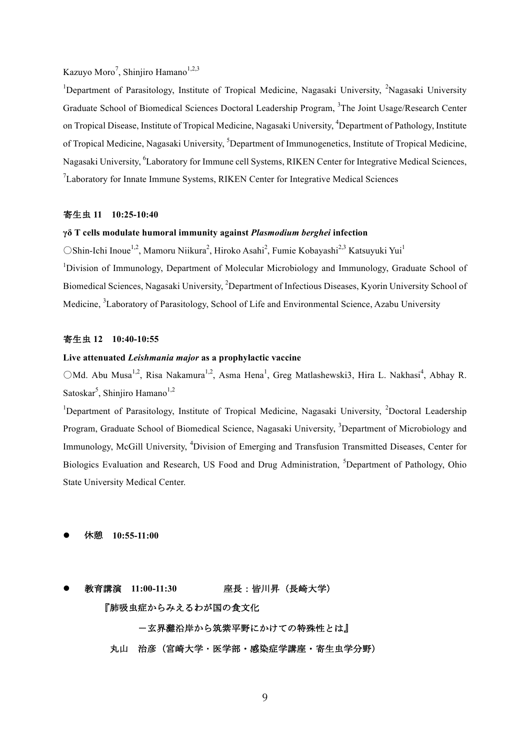Kazuyo Moro[7], Shinjiro Hamano[1,2,3]

[1]Department of Parasitology, Institute of Tropical Medicine, Nagasaki University, [2]Nagasaki University Graduate School of Biomedical Sciences Doctoral Leadership Program, [3]The Joint Usage/Research Center on Tropical Disease, Institute of Tropical Medicine, Nagasaki University, [4]Department of Pathology, Institute of Tropical Medicine, Nagasaki University, [5]Department of Immunogenetics, Institute of Tropical Medicine, Nagasaki University, [6]Laboratory for Immune cell Systems, RIKEN Center for Integrative Medical Sciences, [7]Laboratory for Innate Immune Systems, RIKEN Center for Integrative Medical Sciences

**寄生虫 11　10:25-10:40**

**γδ T cells modulate humoral immunity against *Plasmodium berghei* infection**

○Shin-Ichi Inoue[1,2], Mamoru Niikura[2], Hiroko Asahi[2], Fumie Kobayashi[2,3] Katsuyuki Yui[1]

[1]Division of Immunology, Department of Molecular Microbiology and Immunology, Graduate School of Biomedical Sciences, Nagasaki University, [2]Department of Infectious Diseases, Kyorin University School of Medicine, [3]Laboratory of Parasitology, School of Life and Environmental Science, Azabu University

**寄生虫 12　10:40-10:55**

**Live attenuated *Leishmania major* as a prophylactic vaccine**

○Md. Abu Musa[1,2], Risa Nakamura[1,2], Asma Hena[1], Greg Matlashewski3, Hira L. Nakhasi[4], Abhay R. Satoskar[5], Shinjiro Hamano[1,2]

[1]Department of Parasitology, Institute of Tropical Medicine, Nagasaki University, [2]Doctoral Leadership Program, Graduate School of Biomedical Science, Nagasaki University, [3]Department of Microbiology and Immunology, McGill University, [4]Division of Emerging and Transfusion Transmitted Diseases, Center for Biologics Evaluation and Research, US Food and Drug Administration, [5]Department of Pathology, Ohio State University Medical Center.

- **休憩　10:55-11:00**

- **教育講演　11:00-11:30　　　　座長：皆川昇（長崎大学）**

  **『肺吸虫症からみえるわが国の食文化**

  **－玄界灘沿岸から筑紫平野にかけての特殊性とは』**

  **丸山　治彦（宮崎大学・医学部・感染症学講座・寄生虫学分野）**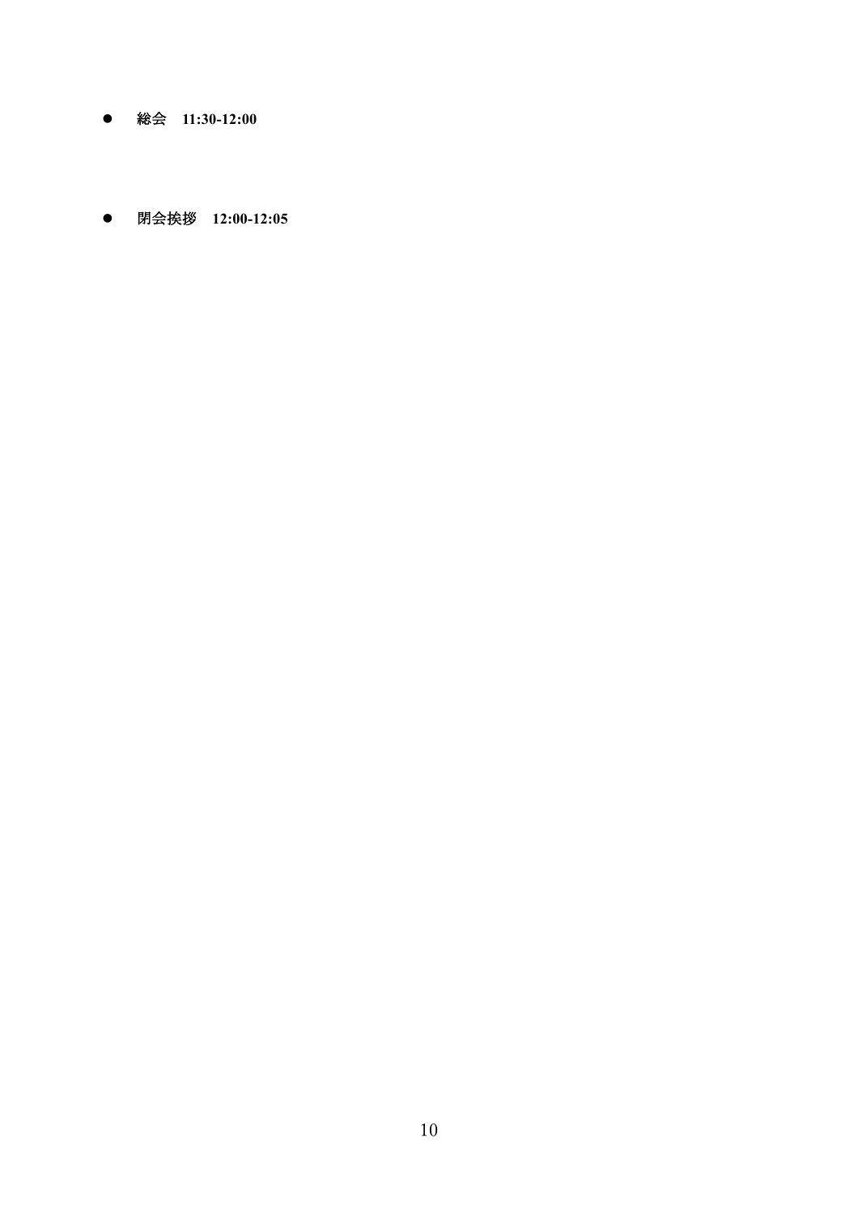- **総会　11:30-12:00**

- **閉会挨拶　12:00-12:05**